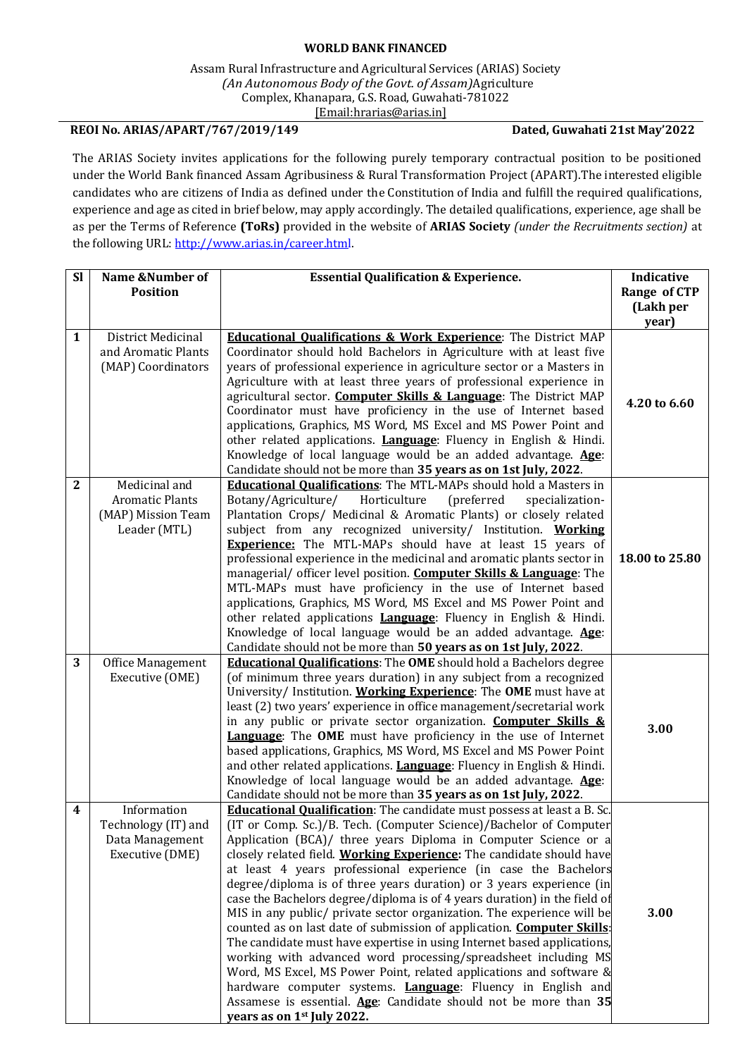**WORLD BANK FINANCED**

Assam Rural Infrastructure and Agricultural Services (ARIAS) Society
*(An Autonomous Body of the Govt. of Assam)*Agriculture Complex, Khanapara, G.S. Road, Guwahati-781022
[Email:hrarias@arias.in]

**REOI No. ARIAS/APART/767/2019/149** **Dated, Guwahati 21st May'2022**

The ARIAS Society invites applications for the following purely temporary contractual position to be positioned under the World Bank financed Assam Agribusiness & Rural Transformation Project (APART).The interested eligible candidates who are citizens of India as defined under the Constitution of India and fulfill the required qualifications, experience and age as cited in brief below, may apply accordingly. The detailed qualifications, experience, age shall be as per the Terms of Reference **(ToRs)** provided in the website of **ARIAS Society** *(under the Recruitments section)* at the following URL: http://www.arias.in/career.html.

| Sl | Name &Number of Position | Essential Qualification & Experience. | Indicative Range of CTP (Lakh per year) |
|---|---|---|---|
| **1** | District Medicinal and Aromatic Plants (MAP) Coordinators | **Educational Qualifications & Work Experience**: The District MAP Coordinator should hold Bachelors in Agriculture with at least five years of professional experience in agriculture sector or a Masters in Agriculture with at least three years of professional experience in agricultural sector. **Computer Skills & Language**: The District MAP Coordinator must have proficiency in the use of Internet based applications, Graphics, MS Word, MS Excel and MS Power Point and other related applications. **Language**: Fluency in English & Hindi. Knowledge of local language would be an added advantage. **Age**: Candidate should not be more than **35 years as on 1st July, 2022**. | **4.20 to 6.60** |
| **2** | Medicinal and Aromatic Plants (MAP) Mission Team Leader (MTL) | **Educational Qualifications**: The MTL-MAPs should hold a Masters in Botany/Agriculture/ Horticulture (preferred specialization- Plantation Crops/ Medicinal & Aromatic Plants) or closely related subject from any recognized university/ Institution. **Working Experience:** The MTL-MAPs should have at least 15 years of professional experience in the medicinal and aromatic plants sector in managerial/ officer level position. **Computer Skills & Language**: The MTL-MAPs must have proficiency in the use of Internet based applications, Graphics, MS Word, MS Excel and MS Power Point and other related applications **Language**: Fluency in English & Hindi. Knowledge of local language would be an added advantage. **Age**: Candidate should not be more than **50 years as on 1st July, 2022**. | **18.00 to 25.80** |
| **3** | Office Management Executive (OME) | **Educational Qualifications**: The **OME** should hold a Bachelors degree (of minimum three years duration) in any subject from a recognized University/ Institution. **Working Experience**: The **OME** must have at least (2) two years' experience in office management/secretarial work in any public or private sector organization. **Computer Skills & Language**: The **OME** must have proficiency in the use of Internet based applications, Graphics, MS Word, MS Excel and MS Power Point and other related applications. **Language**: Fluency in English & Hindi. Knowledge of local language would be an added advantage. **Age**: Candidate should not be more than **35 years as on 1st July, 2022**. | **3.00** |
| **4** | Information Technology (IT) and Data Management Executive (DME) | **Educational Qualification**: The candidate must possess at least a B. Sc. (IT or Comp. Sc.)/B. Tech. (Computer Science)/Bachelor of Computer Application (BCA)/ three years Diploma in Computer Science or a closely related field. **Working Experience:** The candidate should have at least 4 years professional experience (in case the Bachelors degree/diploma is of three years duration) or 3 years experience (in case the Bachelors degree/diploma is of 4 years duration) in the field of MIS in any public/ private sector organization. The experience will be counted as on last date of submission of application. **Computer Skills**: The candidate must have expertise in using Internet based applications, working with advanced word processing/spreadsheet including MS Word, MS Excel, MS Power Point, related applications and software & hardware computer systems. **Language**: Fluency in English and Assamese is essential. **Age**: Candidate should not be more than **35 years as on 1st July 2022.** | **3.00** |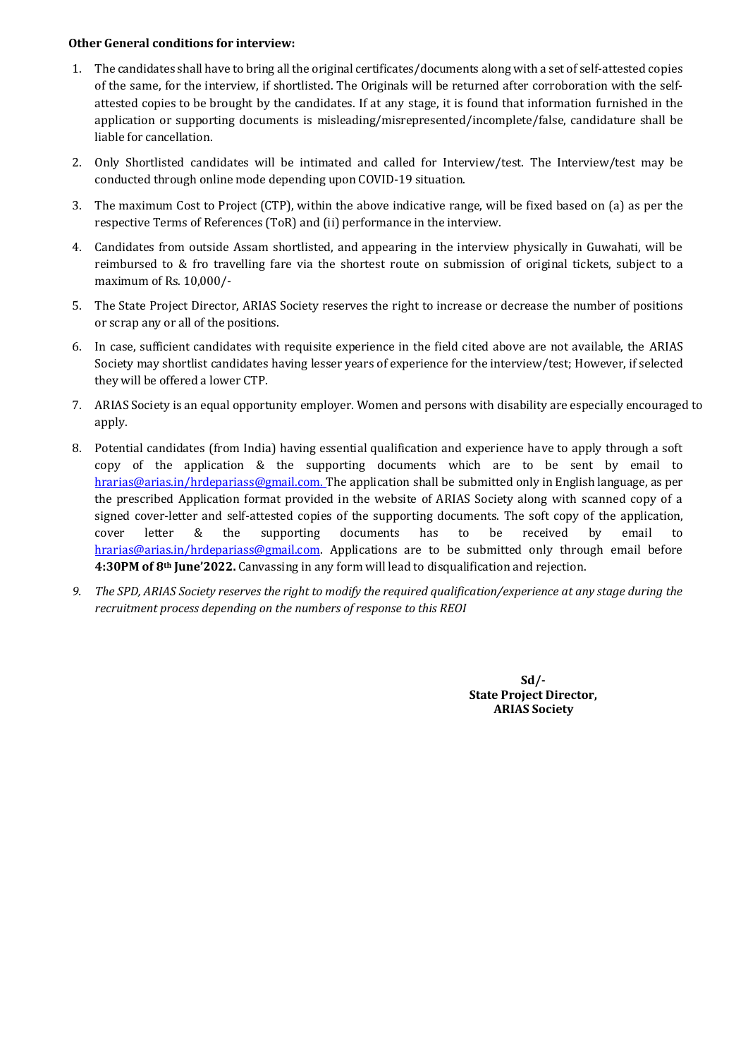**Other General conditions for interview:**

1. The candidates shall have to bring all the original certificates/documents along with a set of self-attested copies of the same, for the interview, if shortlisted. The Originals will be returned after corroboration with the self-attested copies to be brought by the candidates. If at any stage, it is found that information furnished in the application or supporting documents is misleading/misrepresented/incomplete/false, candidature shall be liable for cancellation.
2. Only Shortlisted candidates will be intimated and called for Interview/test. The Interview/test may be conducted through online mode depending upon COVID-19 situation.
3. The maximum Cost to Project (CTP), within the above indicative range, will be fixed based on (a) as per the respective Terms of References (ToR) and (ii) performance in the interview.
4. Candidates from outside Assam shortlisted, and appearing in the interview physically in Guwahati, will be reimbursed to & fro travelling fare via the shortest route on submission of original tickets, subject to a maximum of Rs. 10,000/-
5. The State Project Director, ARIAS Society reserves the right to increase or decrease the number of positions or scrap any or all of the positions.
6. In case, sufficient candidates with requisite experience in the field cited above are not available, the ARIAS Society may shortlist candidates having lesser years of experience for the interview/test; However, if selected they will be offered a lower CTP.
7. ARIAS Society is an equal opportunity employer. Women and persons with disability are especially encouraged to apply.
8. Potential candidates (from India) having essential qualification and experience have to apply through a soft copy of the application & the supporting documents which are to be sent by email to hrarias@arias.in/hrdepariass@gmail.com. The application shall be submitted only in English language, as per the prescribed Application format provided in the website of ARIAS Society along with scanned copy of a signed cover-letter and self-attested copies of the supporting documents. The soft copy of the application, cover letter & the supporting documents has to be received by email to hrarias@arias.in/hrdepariass@gmail.com. Applications are to be submitted only through email before **4:30PM of 8th June'2022.** Canvassing in any form will lead to disqualification and rejection.
9. *The SPD, ARIAS Society reserves the right to modify the required qualification/experience at any stage during the recruitment process depending on the numbers of response to this REOI*

**Sd/-**
**State Project Director,**
**ARIAS Society**